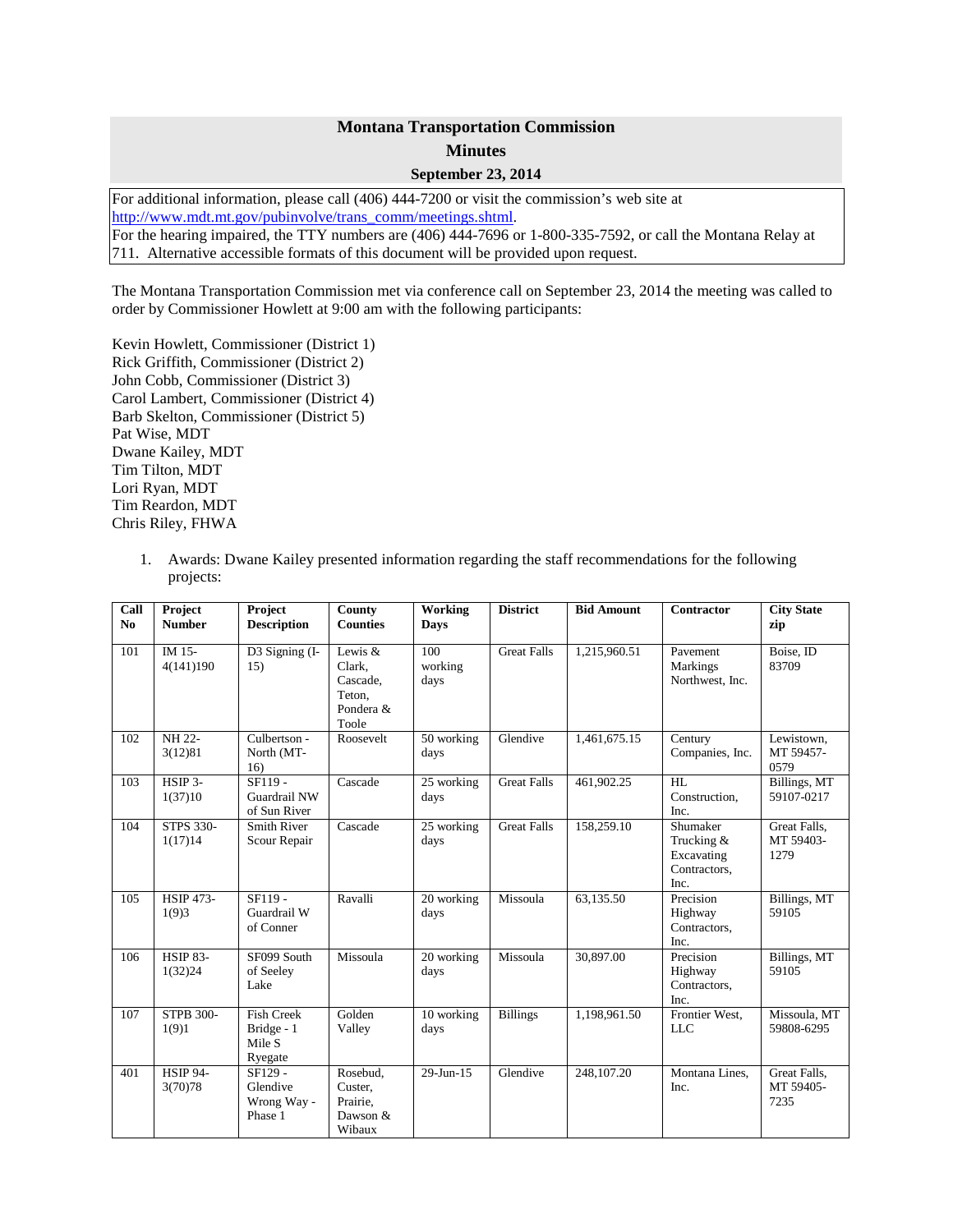# Montana Transportation Commission

## Minutes

### September 23, 2014

For additional information, please call (406) 444-7200 or visit the commission's web site at http://www.mdt.mt.gov/pubinvolve/trans_comm/meetings.shtml.
For the hearing impaired, the TTY numbers are (406) 444-7696 or 1-800-335-7592, or call the Montana Relay at 711. Alternative accessible formats of this document will be provided upon request.

The Montana Transportation Commission met via conference call on September 23, 2014 the meeting was called to order by Commissioner Howlett at 9:00 am with the following participants:

Kevin Howlett, Commissioner (District 1)
Rick Griffith, Commissioner (District 2)
John Cobb, Commissioner (District 3)
Carol Lambert, Commissioner (District 4)
Barb Skelton, Commissioner (District 5)
Pat Wise, MDT
Dwane Kailey, MDT
Tim Tilton, MDT
Lori Ryan, MDT
Tim Reardon, MDT
Chris Riley, FHWA

1. Awards: Dwane Kailey presented information regarding the staff recommendations for the following projects:

| Call No | Project Number | Project Description | County Counties | Working Days | District | Bid Amount | Contractor | City State zip |
|---|---|---|---|---|---|---|---|---|
| 101 | IM 15-4(141)190 | D3 Signing (I-15) | Lewis & Clark, Cascade, Teton, Pondera & Toole | 100 working days | Great Falls | 1,215,960.51 | Pavement Markings Northwest, Inc. | Boise, ID 83709 |
| 102 | NH 22-3(12)81 | Culbertson - North (MT-16) | Roosevelt | 50 working days | Glendive | 1,461,675.15 | Century Companies, Inc. | Lewistown, MT 59457-0579 |
| 103 | HSIP 3-1(37)10 | SF119 - Guardrail NW of Sun River | Cascade | 25 working days | Great Falls | 461,902.25 | HL Construction, Inc. | Billings, MT 59107-0217 |
| 104 | STPS 330-1(17)14 | Smith River Scour Repair | Cascade | 25 working days | Great Falls | 158,259.10 | Shumaker Trucking & Excavating Contractors, Inc. | Great Falls, MT 59403-1279 |
| 105 | HSIP 473-1(9)3 | SF119 - Guardrail W of Conner | Ravalli | 20 working days | Missoula | 63,135.50 | Precision Highway Contractors, Inc. | Billings, MT 59105 |
| 106 | HSIP 83-1(32)24 | SF099 South of Seeley Lake | Missoula | 20 working days | Missoula | 30,897.00 | Precision Highway Contractors, Inc. | Billings, MT 59105 |
| 107 | STPB 300-1(9)1 | Fish Creek Bridge - 1 Mile S Ryegate | Golden Valley | 10 working days | Billings | 1,198,961.50 | Frontier West, LLC | Missoula, MT 59808-6295 |
| 401 | HSIP 94-3(70)78 | SF129 - Glendive Wrong Way - Phase 1 | Rosebud, Custer, Prairie, Dawson & Wibaux | 29-Jun-15 | Glendive | 248,107.20 | Montana Lines, Inc. | Great Falls, MT 59405-7235 |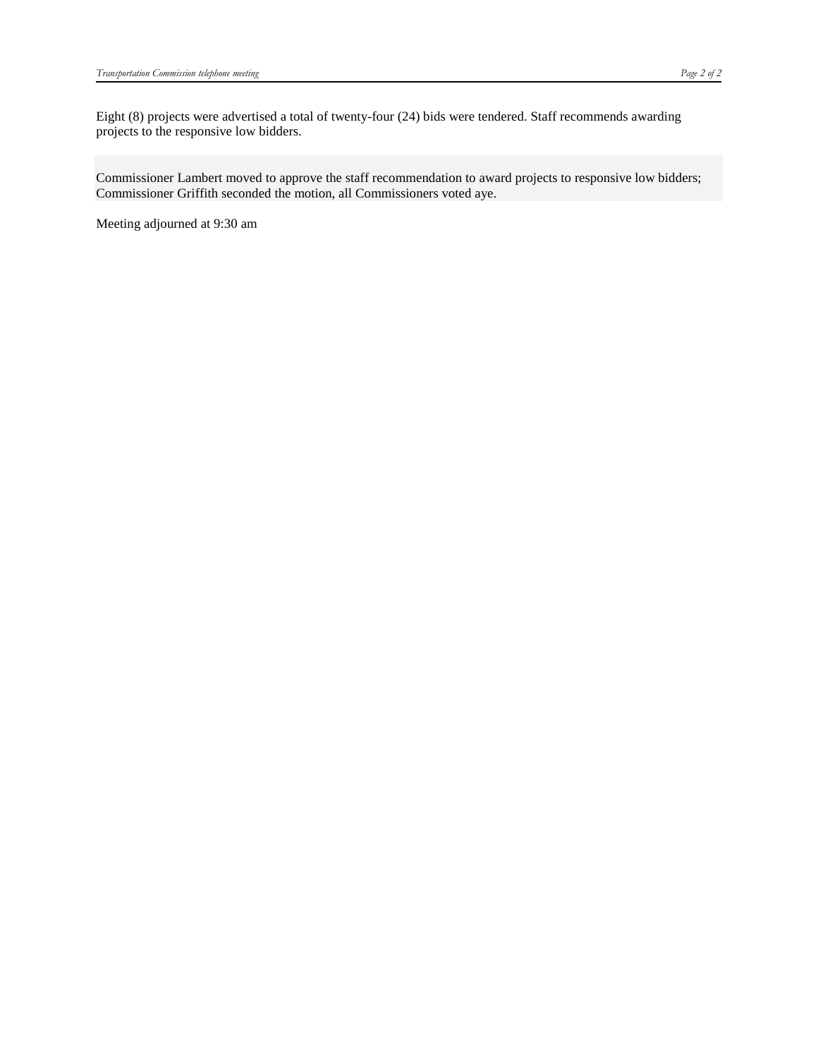Eight (8) projects were advertised a total of twenty-four (24) bids were tendered. Staff recommends awarding projects to the responsive low bidders.

Commissioner Lambert moved to approve the staff recommendation to award projects to responsive low bidders; Commissioner Griffith seconded the motion, all Commissioners voted aye.

Meeting adjourned at 9:30 am